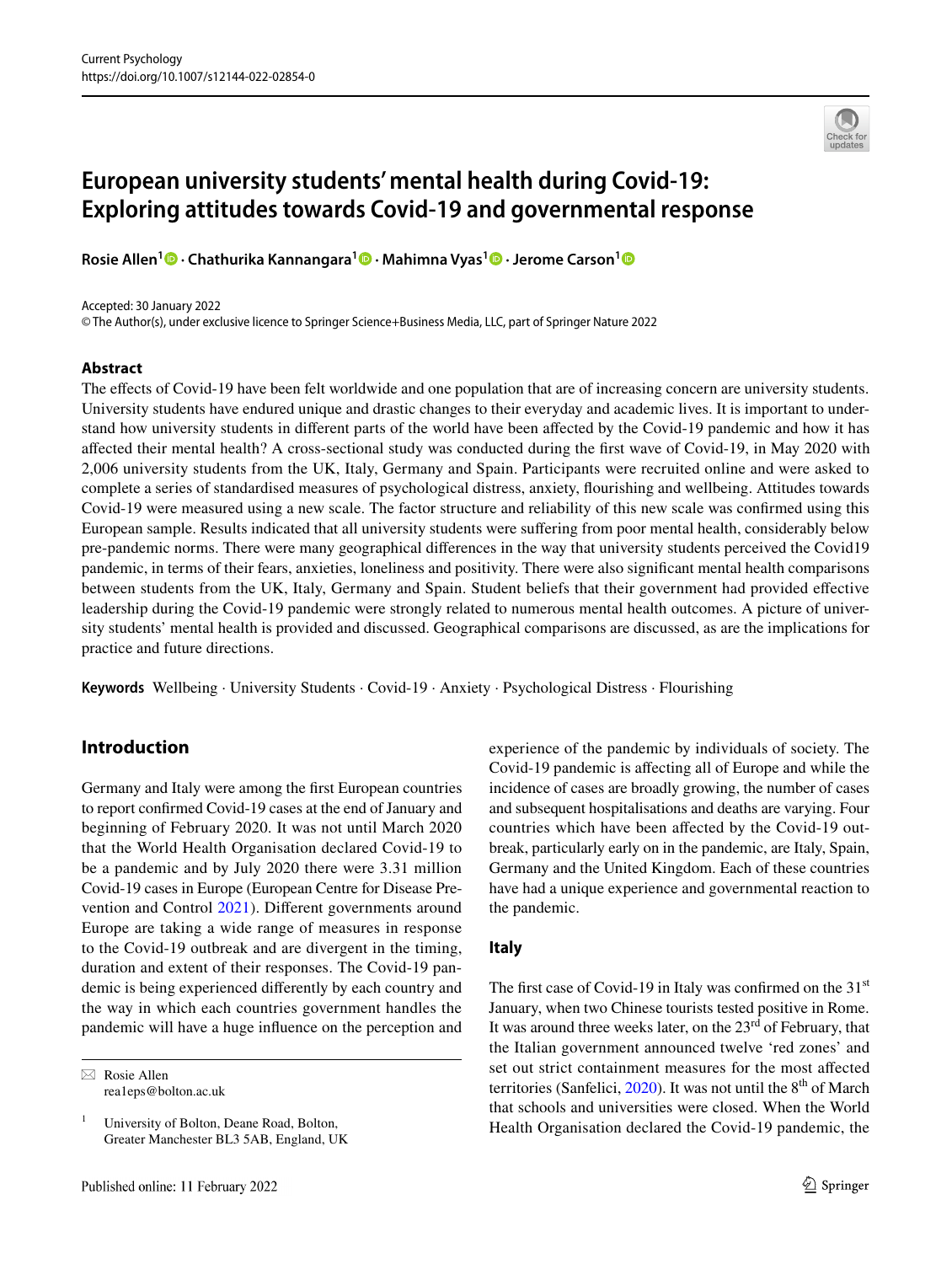# European university students' mental health during Covid-19: Exploring attitudes towards Covid-19 and governmental response

**Rosie Allen**[1] · **Chathurika Kannangara**[1] · **Mahimna Vyas**[1] · **Jerome Carson**[1]

Accepted: 30 January 2022
© The Author(s), under exclusive licence to Springer Science+Business Media, LLC, part of Springer Nature 2022

## Abstract

The effects of Covid-19 have been felt worldwide and one population that are of increasing concern are university students. University students have endured unique and drastic changes to their everyday and academic lives. It is important to understand how university students in different parts of the world have been affected by the Covid-19 pandemic and how it has affected their mental health? A cross-sectional study was conducted during the first wave of Covid-19, in May 2020 with 2,006 university students from the UK, Italy, Germany and Spain. Participants were recruited online and were asked to complete a series of standardised measures of psychological distress, anxiety, flourishing and wellbeing. Attitudes towards Covid-19 were measured using a new scale. The factor structure and reliability of this new scale was confirmed using this European sample. Results indicated that all university students were suffering from poor mental health, considerably below pre-pandemic norms. There were many geographical differences in the way that university students perceived the Covid19 pandemic, in terms of their fears, anxieties, loneliness and positivity. There were also significant mental health comparisons between students from the UK, Italy, Germany and Spain. Student beliefs that their government had provided effective leadership during the Covid-19 pandemic were strongly related to numerous mental health outcomes. A picture of university students' mental health is provided and discussed. Geographical comparisons are discussed, as are the implications for practice and future directions.

**Keywords** Wellbeing · University Students · Covid-19 · Anxiety · Psychological Distress · Flourishing

## Introduction

Germany and Italy were among the first European countries to report confirmed Covid-19 cases at the end of January and beginning of February 2020. It was not until March 2020 that the World Health Organisation declared Covid-19 to be a pandemic and by July 2020 there were 3.31 million Covid-19 cases in Europe (European Centre for Disease Prevention and Control 2021). Different governments around Europe are taking a wide range of measures in response to the Covid-19 outbreak and are divergent in the timing, duration and extent of their responses. The Covid-19 pandemic is being experienced differently by each country and the way in which each countries government handles the pandemic will have a huge influence on the perception and experience of the pandemic by individuals of society. The Covid-19 pandemic is affecting all of Europe and while the incidence of cases are broadly growing, the number of cases and subsequent hospitalisations and deaths are varying. Four countries which have been affected by the Covid-19 outbreak, particularly early on in the pandemic, are Italy, Spain, Germany and the United Kingdom. Each of these countries have had a unique experience and governmental reaction to the pandemic.

### Italy

The first case of Covid-19 in Italy was confirmed on the 31st January, when two Chinese tourists tested positive in Rome. It was around three weeks later, on the 23rd of February, that the Italian government announced twelve 'red zones' and set out strict containment measures for the most affected territories (Sanfelici, 2020). It was not until the 8th of March that schools and universities were closed. When the World Health Organisation declared the Covid-19 pandemic, the

✉ Rosie Allen
rea1eps@bolton.ac.uk

[1] University of Bolton, Deane Road, Bolton, Greater Manchester BL3 5AB, England, UK

Published online: 11 February 2022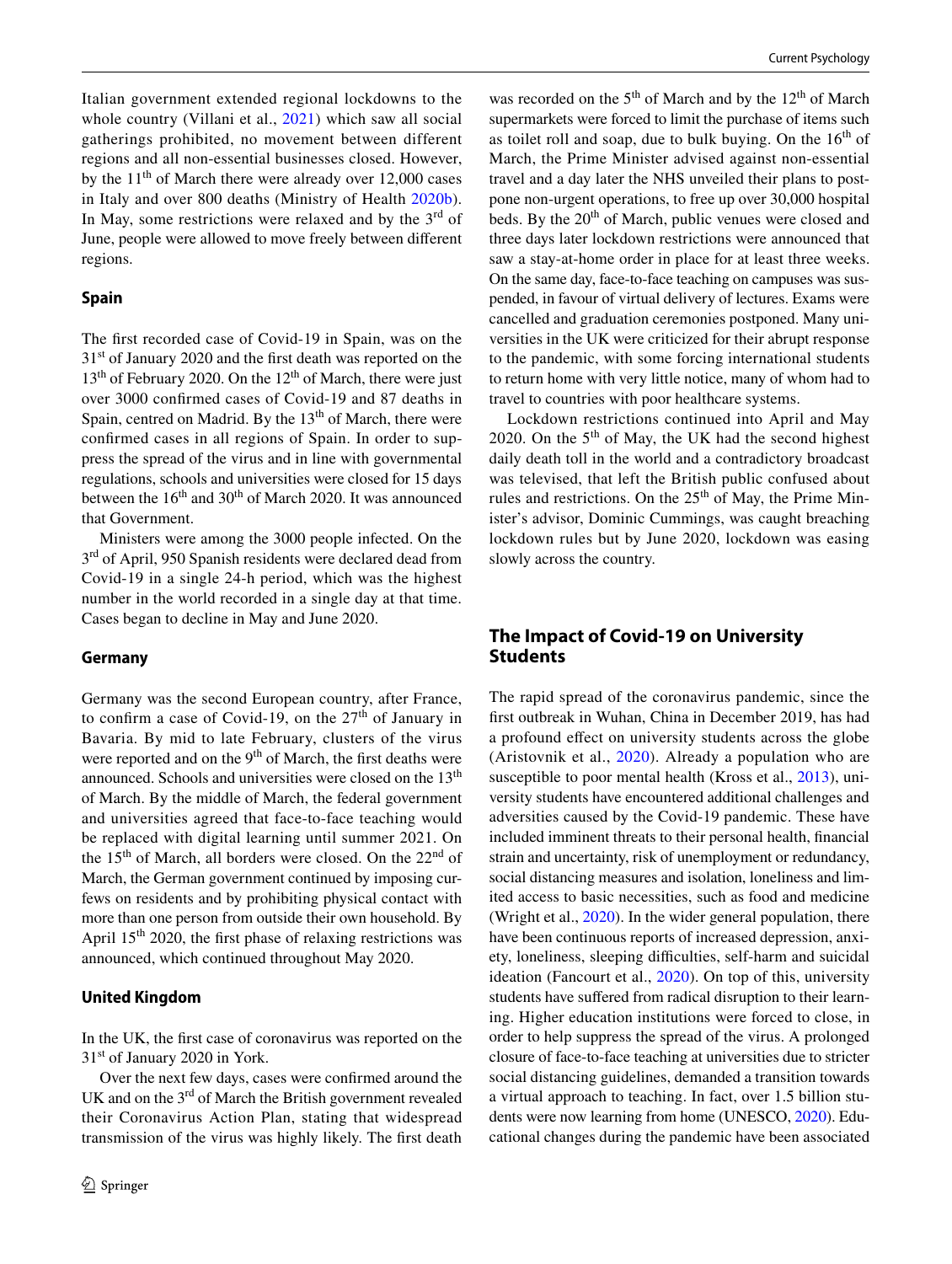Italian government extended regional lockdowns to the whole country (Villani et al., 2021) which saw all social gatherings prohibited, no movement between different regions and all non-essential businesses closed. However, by the 11th of March there were already over 12,000 cases in Italy and over 800 deaths (Ministry of Health 2020b). In May, some restrictions were relaxed and by the 3rd of June, people were allowed to move freely between different regions.

### Spain

The first recorded case of Covid-19 in Spain, was on the 31st of January 2020 and the first death was reported on the 13th of February 2020. On the 12th of March, there were just over 3000 confirmed cases of Covid-19 and 87 deaths in Spain, centred on Madrid. By the 13th of March, there were confirmed cases in all regions of Spain. In order to suppress the spread of the virus and in line with governmental regulations, schools and universities were closed for 15 days between the 16th and 30th of March 2020. It was announced that Government.

Ministers were among the 3000 people infected. On the 3rd of April, 950 Spanish residents were declared dead from Covid-19 in a single 24-h period, which was the highest number in the world recorded in a single day at that time. Cases began to decline in May and June 2020.

### Germany

Germany was the second European country, after France, to confirm a case of Covid-19, on the 27th of January in Bavaria. By mid to late February, clusters of the virus were reported and on the 9th of March, the first deaths were announced. Schools and universities were closed on the 13th of March. By the middle of March, the federal government and universities agreed that face-to-face teaching would be replaced with digital learning until summer 2021. On the 15th of March, all borders were closed. On the 22nd of March, the German government continued by imposing curfews on residents and by prohibiting physical contact with more than one person from outside their own household. By April 15th 2020, the first phase of relaxing restrictions was announced, which continued throughout May 2020.

### United Kingdom

In the UK, the first case of coronavirus was reported on the 31st of January 2020 in York.

Over the next few days, cases were confirmed around the UK and on the 3rd of March the British government revealed their Coronavirus Action Plan, stating that widespread transmission of the virus was highly likely. The first death was recorded on the 5th of March and by the 12th of March supermarkets were forced to limit the purchase of items such as toilet roll and soap, due to bulk buying. On the 16th of March, the Prime Minister advised against non-essential travel and a day later the NHS unveiled their plans to postpone non-urgent operations, to free up over 30,000 hospital beds. By the 20th of March, public venues were closed and three days later lockdown restrictions were announced that saw a stay-at-home order in place for at least three weeks. On the same day, face-to-face teaching on campuses was suspended, in favour of virtual delivery of lectures. Exams were cancelled and graduation ceremonies postponed. Many universities in the UK were criticized for their abrupt response to the pandemic, with some forcing international students to return home with very little notice, many of whom had to travel to countries with poor healthcare systems.

Lockdown restrictions continued into April and May 2020. On the 5th of May, the UK had the second highest daily death toll in the world and a contradictory broadcast was televised, that left the British public confused about rules and restrictions. On the 25th of May, the Prime Minister's advisor, Dominic Cummings, was caught breaching lockdown rules but by June 2020, lockdown was easing slowly across the country.

## The Impact of Covid-19 on University Students

The rapid spread of the coronavirus pandemic, since the first outbreak in Wuhan, China in December 2019, has had a profound effect on university students across the globe (Aristovnik et al., 2020). Already a population who are susceptible to poor mental health (Kross et al., 2013), university students have encountered additional challenges and adversities caused by the Covid-19 pandemic. These have included imminent threats to their personal health, financial strain and uncertainty, risk of unemployment or redundancy, social distancing measures and isolation, loneliness and limited access to basic necessities, such as food and medicine (Wright et al., 2020). In the wider general population, there have been continuous reports of increased depression, anxiety, loneliness, sleeping difficulties, self-harm and suicidal ideation (Fancourt et al., 2020). On top of this, university students have suffered from radical disruption to their learning. Higher education institutions were forced to close, in order to help suppress the spread of the virus. A prolonged closure of face-to-face teaching at universities due to stricter social distancing guidelines, demanded a transition towards a virtual approach to teaching. In fact, over 1.5 billion students were now learning from home (UNESCO, 2020). Educational changes during the pandemic have been associated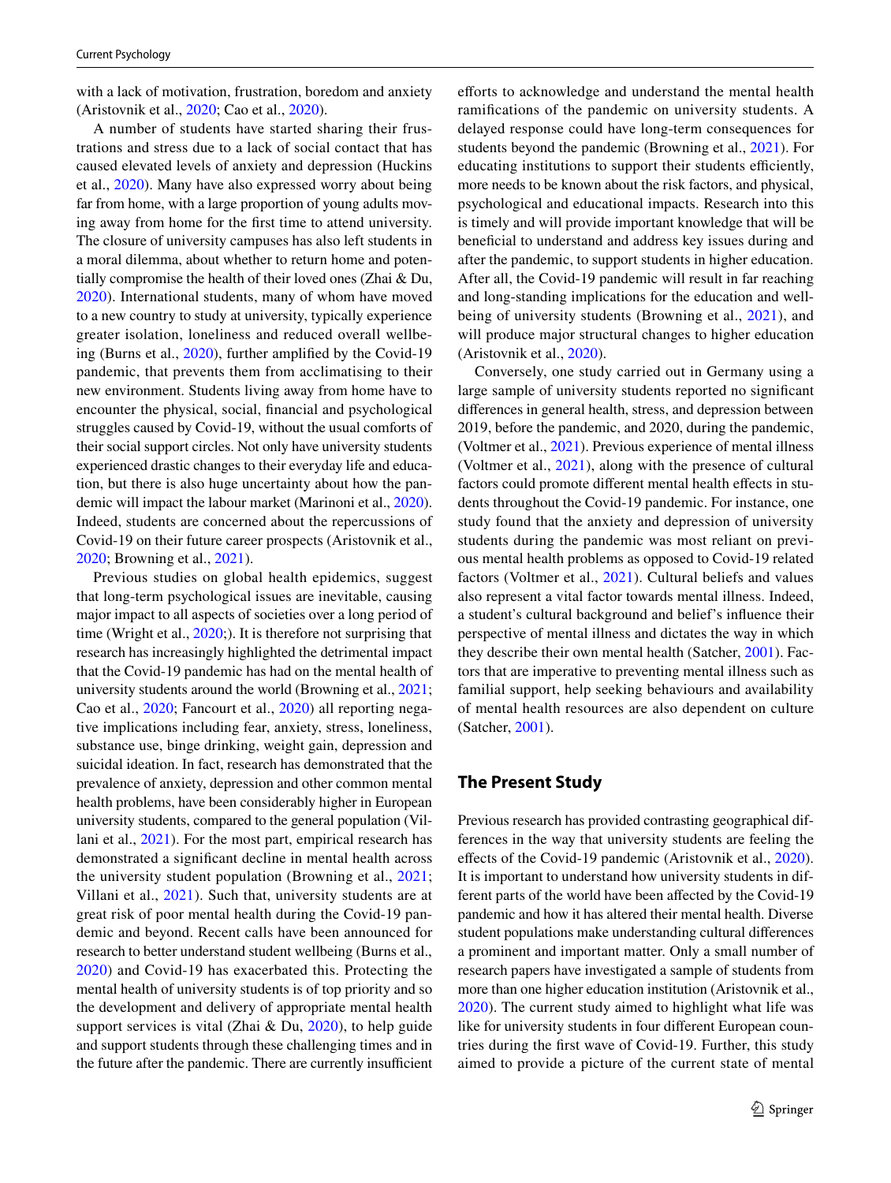with a lack of motivation, frustration, boredom and anxiety (Aristovnik et al., 2020; Cao et al., 2020).

A number of students have started sharing their frustrations and stress due to a lack of social contact that has caused elevated levels of anxiety and depression (Huckins et al., 2020). Many have also expressed worry about being far from home, with a large proportion of young adults moving away from home for the first time to attend university. The closure of university campuses has also left students in a moral dilemma, about whether to return home and potentially compromise the health of their loved ones (Zhai & Du, 2020). International students, many of whom have moved to a new country to study at university, typically experience greater isolation, loneliness and reduced overall wellbeing (Burns et al., 2020), further amplified by the Covid-19 pandemic, that prevents them from acclimatising to their new environment. Students living away from home have to encounter the physical, social, financial and psychological struggles caused by Covid-19, without the usual comforts of their social support circles. Not only have university students experienced drastic changes to their everyday life and education, but there is also huge uncertainty about how the pandemic will impact the labour market (Marinoni et al., 2020). Indeed, students are concerned about the repercussions of Covid-19 on their future career prospects (Aristovnik et al., 2020; Browning et al., 2021).

Previous studies on global health epidemics, suggest that long-term psychological issues are inevitable, causing major impact to all aspects of societies over a long period of time (Wright et al., 2020;). It is therefore not surprising that research has increasingly highlighted the detrimental impact that the Covid-19 pandemic has had on the mental health of university students around the world (Browning et al., 2021; Cao et al., 2020; Fancourt et al., 2020) all reporting negative implications including fear, anxiety, stress, loneliness, substance use, binge drinking, weight gain, depression and suicidal ideation. In fact, research has demonstrated that the prevalence of anxiety, depression and other common mental health problems, have been considerably higher in European university students, compared to the general population (Villani et al., 2021). For the most part, empirical research has demonstrated a significant decline in mental health across the university student population (Browning et al., 2021; Villani et al., 2021). Such that, university students are at great risk of poor mental health during the Covid-19 pandemic and beyond. Recent calls have been announced for research to better understand student wellbeing (Burns et al., 2020) and Covid-19 has exacerbated this. Protecting the mental health of university students is of top priority and so the development and delivery of appropriate mental health support services is vital (Zhai & Du, 2020), to help guide and support students through these challenging times and in the future after the pandemic. There are currently insufficient efforts to acknowledge and understand the mental health ramifications of the pandemic on university students. A delayed response could have long-term consequences for students beyond the pandemic (Browning et al., 2021). For educating institutions to support their students efficiently, more needs to be known about the risk factors, and physical, psychological and educational impacts. Research into this is timely and will provide important knowledge that will be beneficial to understand and address key issues during and after the pandemic, to support students in higher education. After all, the Covid-19 pandemic will result in far reaching and long-standing implications for the education and wellbeing of university students (Browning et al., 2021), and will produce major structural changes to higher education (Aristovnik et al., 2020).

Conversely, one study carried out in Germany using a large sample of university students reported no significant differences in general health, stress, and depression between 2019, before the pandemic, and 2020, during the pandemic, (Voltmer et al., 2021). Previous experience of mental illness (Voltmer et al., 2021), along with the presence of cultural factors could promote different mental health effects in students throughout the Covid-19 pandemic. For instance, one study found that the anxiety and depression of university students during the pandemic was most reliant on previous mental health problems as opposed to Covid-19 related factors (Voltmer et al., 2021). Cultural beliefs and values also represent a vital factor towards mental illness. Indeed, a student's cultural background and belief's influence their perspective of mental illness and dictates the way in which they describe their own mental health (Satcher, 2001). Factors that are imperative to preventing mental illness such as familial support, help seeking behaviours and availability of mental health resources are also dependent on culture (Satcher, 2001).

## The Present Study

Previous research has provided contrasting geographical differences in the way that university students are feeling the effects of the Covid-19 pandemic (Aristovnik et al., 2020). It is important to understand how university students in different parts of the world have been affected by the Covid-19 pandemic and how it has altered their mental health. Diverse student populations make understanding cultural differences a prominent and important matter. Only a small number of research papers have investigated a sample of students from more than one higher education institution (Aristovnik et al., 2020). The current study aimed to highlight what life was like for university students in four different European countries during the first wave of Covid-19. Further, this study aimed to provide a picture of the current state of mental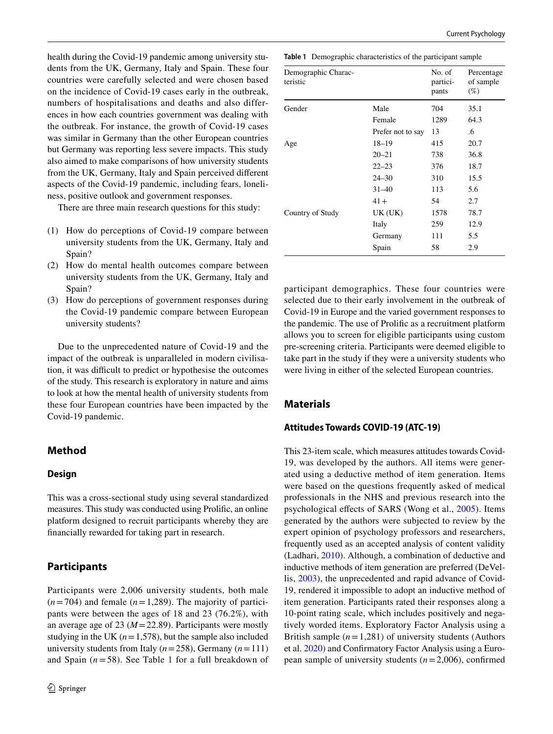health during the Covid-19 pandemic among university students from the UK, Germany, Italy and Spain. These four countries were carefully selected and were chosen based on the incidence of Covid-19 cases early in the outbreak, numbers of hospitalisations and deaths and also differences in how each countries government was dealing with the outbreak. For instance, the growth of Covid-19 cases was similar in Germany than the other European countries but Germany was reporting less severe impacts. This study also aimed to make comparisons of how university students from the UK, Germany, Italy and Spain perceived different aspects of the Covid-19 pandemic, including fears, loneliness, positive outlook and government responses.

There are three main research questions for this study:

(1) How do perceptions of Covid-19 compare between university students from the UK, Germany, Italy and Spain?
(2) How do mental health outcomes compare between university students from the UK, Germany, Italy and Spain?
(3) How do perceptions of government responses during the Covid-19 pandemic compare between European university students?

Due to the unprecedented nature of Covid-19 and the impact of the outbreak is unparalleled in modern civilisation, it was difficult to predict or hypothesise the outcomes of the study. This research is exploratory in nature and aims to look at how the mental health of university students from these four European countries have been impacted by the Covid-19 pandemic.

## Method

### Design

This was a cross-sectional study using several standardized measures. This study was conducted using Prolific, an online platform designed to recruit participants whereby they are financially rewarded for taking part in research.

## Participants

Participants were 2,006 university students, both male ($n=704$) and female ($n=1{,}289$). The majority of participants were between the ages of 18 and 23 (76.2%), with an average age of 23 ($M=22.89$). Participants were mostly studying in the UK ($n=1{,}578$), but the sample also included university students from Italy ($n=258$), Germany ($n=111$) and Spain ($n=58$). See Table 1 for a full breakdown of participant demographics. These four countries were selected due to their early involvement in the outbreak of Covid-19 in Europe and the varied government responses to the pandemic. The use of Prolific as a recruitment platform allows you to screen for eligible participants using custom pre-screening criteria. Participants were deemed eligible to take part in the study if they were a university students who were living in either of the selected European countries.

**Table 1** Demographic characteristics of the participant sample

| Demographic Characteristic | | No. of participants | Percentage of sample (%) |
|---|---|---|---|
| Gender | Male | 704 | 35.1 |
| | Female | 1289 | 64.3 |
| | Prefer not to say | 13 | .6 |
| Age | 18–19 | 415 | 20.7 |
| | 20–21 | 738 | 36.8 |
| | 22–23 | 376 | 18.7 |
| | 24–30 | 310 | 15.5 |
| | 31–40 | 113 | 5.6 |
| | 41+ | 54 | 2.7 |
| Country of Study | UK (UK) | 1578 | 78.7 |
| | Italy | 259 | 12.9 |
| | Germany | 111 | 5.5 |
| | Spain | 58 | 2.9 |

## Materials

### Attitudes Towards COVID-19 (ATC-19)

This 23-item scale, which measures attitudes towards Covid-19, was developed by the authors. All items were generated using a deductive method of item generation. Items were based on the questions frequently asked of medical professionals in the NHS and previous research into the psychological effects of SARS (Wong et al., 2005). Items generated by the authors were subjected to review by the expert opinion of psychology professors and researchers, frequently used as an accepted analysis of content validity (Ladhari, 2010). Although, a combination of deductive and inductive methods of item generation are preferred (DeVellis, 2003), the unprecedented and rapid advance of Covid-19, rendered it impossible to adopt an inductive method of item generation. Participants rated their responses along a 10-point rating scale, which includes positively and negatively worded items. Exploratory Factor Analysis using a British sample ($n=1{,}281$) of university students (Authors et al. 2020) and Confirmatory Factor Analysis using a European sample of university students ($n=2{,}006$), confirmed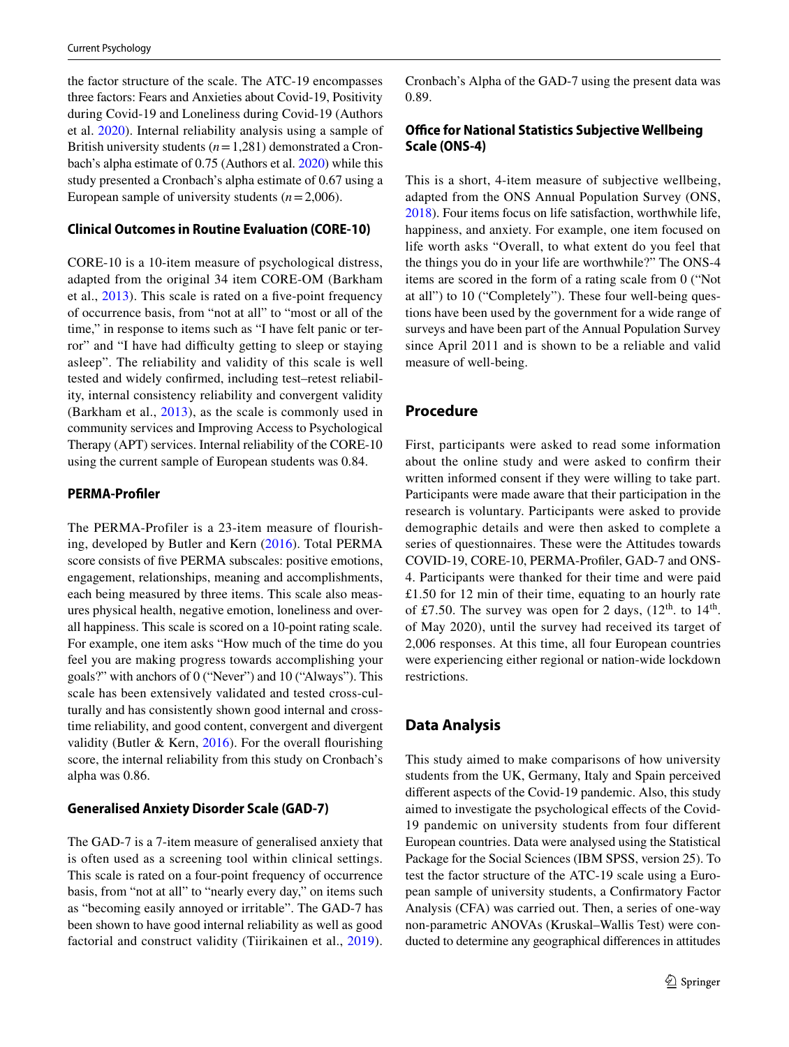the factor structure of the scale. The ATC-19 encompasses three factors: Fears and Anxieties about Covid-19, Positivity during Covid-19 and Loneliness during Covid-19 (Authors et al. 2020). Internal reliability analysis using a sample of British university students ($n = 1,281$) demonstrated a Cronbach's alpha estimate of 0.75 (Authors et al. 2020) while this study presented a Cronbach's alpha estimate of 0.67 using a European sample of university students ($n = 2,006$).

### Clinical Outcomes in Routine Evaluation (CORE-10)

CORE-10 is a 10-item measure of psychological distress, adapted from the original 34 item CORE-OM (Barkham et al., 2013). This scale is rated on a five-point frequency of occurrence basis, from "not at all" to "most or all of the time," in response to items such as "I have felt panic or terror" and "I have had difficulty getting to sleep or staying asleep". The reliability and validity of this scale is well tested and widely confirmed, including test–retest reliability, internal consistency reliability and convergent validity (Barkham et al., 2013), as the scale is commonly used in community services and Improving Access to Psychological Therapy (APT) services. Internal reliability of the CORE-10 using the current sample of European students was 0.84.

### PERMA-Profiler

The PERMA-Profiler is a 23-item measure of flourishing, developed by Butler and Kern (2016). Total PERMA score consists of five PERMA subscales: positive emotions, engagement, relationships, meaning and accomplishments, each being measured by three items. This scale also measures physical health, negative emotion, loneliness and overall happiness. This scale is scored on a 10-point rating scale. For example, one item asks "How much of the time do you feel you are making progress towards accomplishing your goals?" with anchors of 0 ("Never") and 10 ("Always"). This scale has been extensively validated and tested cross-culturally and has consistently shown good internal and cross-time reliability, and good content, convergent and divergent validity (Butler & Kern, 2016). For the overall flourishing score, the internal reliability from this study on Cronbach's alpha was 0.86.

### Generalised Anxiety Disorder Scale (GAD-7)

The GAD-7 is a 7-item measure of generalised anxiety that is often used as a screening tool within clinical settings. This scale is rated on a four-point frequency of occurrence basis, from "not at all" to "nearly every day," on items such as "becoming easily annoyed or irritable". The GAD-7 has been shown to have good internal reliability as well as good factorial and construct validity (Tiirikainen et al., 2019). Cronbach's Alpha of the GAD-7 using the present data was 0.89.

### Office for National Statistics Subjective Wellbeing Scale (ONS-4)

This is a short, 4-item measure of subjective wellbeing, adapted from the ONS Annual Population Survey (ONS, 2018). Four items focus on life satisfaction, worthwhile life, happiness, and anxiety. For example, one item focused on life worth asks "Overall, to what extent do you feel that the things you do in your life are worthwhile?" The ONS-4 items are scored in the form of a rating scale from 0 ("Not at all") to 10 ("Completely"). These four well-being questions have been used by the government for a wide range of surveys and have been part of the Annual Population Survey since April 2011 and is shown to be a reliable and valid measure of well-being.

## Procedure

First, participants were asked to read some information about the online study and were asked to confirm their written informed consent if they were willing to take part. Participants were made aware that their participation in the research is voluntary. Participants were asked to provide demographic details and were then asked to complete a series of questionnaires. These were the Attitudes towards COVID-19, CORE-10, PERMA-Profiler, GAD-7 and ONS-4. Participants were thanked for their time and were paid £1.50 for 12 min of their time, equating to an hourly rate of £7.50. The survey was open for 2 days, (12th. to 14th. of May 2020), until the survey had received its target of 2,006 responses. At this time, all four European countries were experiencing either regional or nation-wide lockdown restrictions.

## Data Analysis

This study aimed to make comparisons of how university students from the UK, Germany, Italy and Spain perceived different aspects of the Covid-19 pandemic. Also, this study aimed to investigate the psychological effects of the Covid-19 pandemic on university students from four different European countries. Data were analysed using the Statistical Package for the Social Sciences (IBM SPSS, version 25). To test the factor structure of the ATC-19 scale using a European sample of university students, a Confirmatory Factor Analysis (CFA) was carried out. Then, a series of one-way non-parametric ANOVAs (Kruskal–Wallis Test) were conducted to determine any geographical differences in attitudes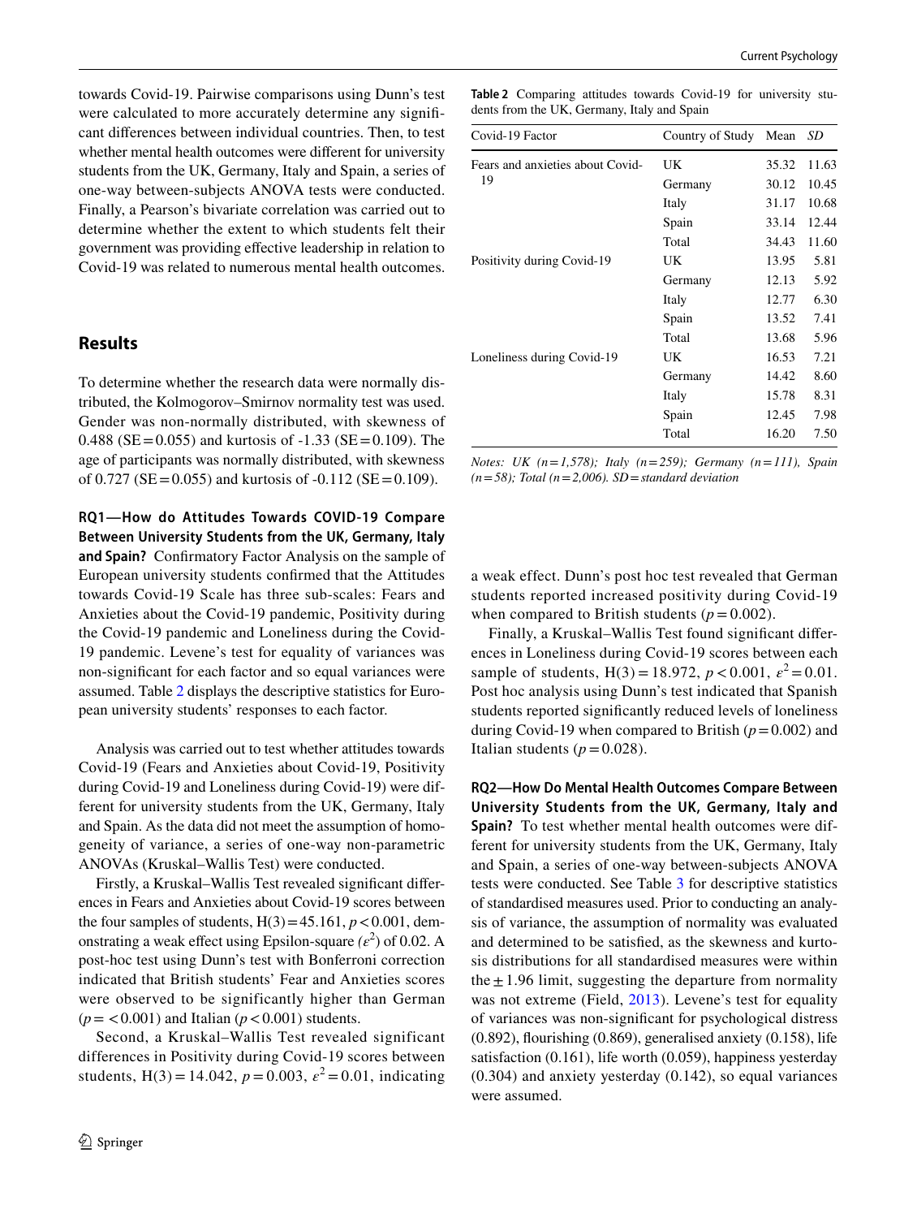towards Covid-19. Pairwise comparisons using Dunn's test were calculated to more accurately determine any significant differences between individual countries. Then, to test whether mental health outcomes were different for university students from the UK, Germany, Italy and Spain, a series of one-way between-subjects ANOVA tests were conducted. Finally, a Pearson's bivariate correlation was carried out to determine whether the extent to which students felt their government was providing effective leadership in relation to Covid-19 was related to numerous mental health outcomes.

## Results

To determine whether the research data were normally distributed, the Kolmogorov–Smirnov normality test was used. Gender was non-normally distributed, with skewness of 0.488 (SE = 0.055) and kurtosis of -1.33 (SE = 0.109). The age of participants was normally distributed, with skewness of 0.727 (SE = 0.055) and kurtosis of -0.112 (SE = 0.109).

**RQ1—How do Attitudes Towards COVID-19 Compare Between University Students from the UK, Germany, Italy and Spain?** Confirmatory Factor Analysis on the sample of European university students confirmed that the Attitudes towards Covid-19 Scale has three sub-scales: Fears and Anxieties about the Covid-19 pandemic, Positivity during the Covid-19 pandemic and Loneliness during the Covid-19 pandemic. Levene's test for equality of variances was non-significant for each factor and so equal variances were assumed. Table 2 displays the descriptive statistics for European university students' responses to each factor.

**Table 2** Comparing attitudes towards Covid-19 for university students from the UK, Germany, Italy and Spain

| Covid-19 Factor | Country of Study | Mean | *SD* |
|---|---|---|---|
| Fears and anxieties about Covid-19 | UK | 35.32 | 11.63 |
| | Germany | 30.12 | 10.45 |
| | Italy | 31.17 | 10.68 |
| | Spain | 33.14 | 12.44 |
| | Total | 34.43 | 11.60 |
| Positivity during Covid-19 | UK | 13.95 | 5.81 |
| | Germany | 12.13 | 5.92 |
| | Italy | 12.77 | 6.30 |
| | Spain | 13.52 | 7.41 |
| | Total | 13.68 | 5.96 |
| Loneliness during Covid-19 | UK | 16.53 | 7.21 |
| | Germany | 14.42 | 8.60 |
| | Italy | 15.78 | 8.31 |
| | Spain | 12.45 | 7.98 |
| | Total | 16.20 | 7.50 |

*Notes: UK (n = 1,578); Italy (n = 259); Germany (n = 111), Spain (n = 58); Total (n = 2,006). SD = standard deviation*

Analysis was carried out to test whether attitudes towards Covid-19 (Fears and Anxieties about Covid-19, Positivity during Covid-19 and Loneliness during Covid-19) were different for university students from the UK, Germany, Italy and Spain. As the data did not meet the assumption of homogeneity of variance, a series of non-parametric ANOVAs (Kruskal–Wallis Test) were conducted.

Firstly, a Kruskal–Wallis Test revealed significant differences in Fears and Anxieties about Covid-19 scores between the four samples of students, $H(3) = 45.161$, $p < 0.001$, demonstrating a weak effect using Epsilon-square ($\varepsilon^2$) of 0.02. A post-hoc test using Dunn's test with Bonferroni correction indicated that British students' Fear and Anxieties scores were observed to be significantly higher than German ($p = < 0.001$) and Italian ($p < 0.001$) students.

Second, a Kruskal–Wallis Test revealed significant differences in Positivity during Covid-19 scores between students, $H(3) = 14.042$, $p = 0.003$, $\varepsilon^2 = 0.01$, indicating a weak effect. Dunn's post hoc test revealed that German students reported increased positivity during Covid-19 when compared to British students ($p = 0.002$).

Finally, a Kruskal–Wallis Test found significant differences in Loneliness during Covid-19 scores between each sample of students, $H(3) = 18.972$, $p < 0.001$, $\varepsilon^2 = 0.01$. Post hoc analysis using Dunn's test indicated that Spanish students reported significantly reduced levels of loneliness during Covid-19 when compared to British ($p = 0.002$) and Italian students ($p = 0.028$).

**RQ2—How Do Mental Health Outcomes Compare Between University Students from the UK, Germany, Italy and Spain?** To test whether mental health outcomes were different for university students from the UK, Germany, Italy and Spain, a series of one-way between-subjects ANOVA tests were conducted. See Table 3 for descriptive statistics of standardised measures used. Prior to conducting an analysis of variance, the assumption of normality was evaluated and determined to be satisfied, as the skewness and kurtosis distributions for all standardised measures were within the ± 1.96 limit, suggesting the departure from normality was not extreme (Field, 2013). Levene's test for equality of variances was non-significant for psychological distress (0.892), flourishing (0.869), generalised anxiety (0.158), life satisfaction (0.161), life worth (0.059), happiness yesterday (0.304) and anxiety yesterday (0.142), so equal variances were assumed.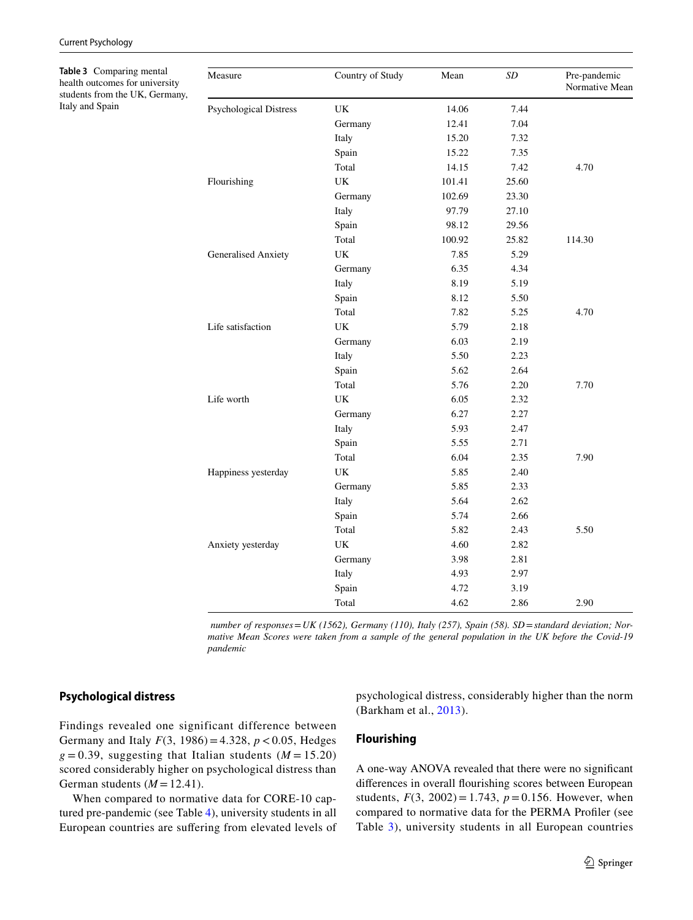**Table 3** Comparing mental health outcomes for university students from the UK, Germany, Italy and Spain

| Measure | Country of Study | Mean | *SD* | Pre-pandemic Normative Mean |
|---|---|---|---|---|
| Psychological Distress | UK | 14.06 | 7.44 | |
| | Germany | 12.41 | 7.04 | |
| | Italy | 15.20 | 7.32 | |
| | Spain | 15.22 | 7.35 | |
| | Total | 14.15 | 7.42 | 4.70 |
| Flourishing | UK | 101.41 | 25.60 | |
| | Germany | 102.69 | 23.30 | |
| | Italy | 97.79 | 27.10 | |
| | Spain | 98.12 | 29.56 | |
| | Total | 100.92 | 25.82 | 114.30 |
| Generalised Anxiety | UK | 7.85 | 5.29 | |
| | Germany | 6.35 | 4.34 | |
| | Italy | 8.19 | 5.19 | |
| | Spain | 8.12 | 5.50 | |
| | Total | 7.82 | 5.25 | 4.70 |
| Life satisfaction | UK | 5.79 | 2.18 | |
| | Germany | 6.03 | 2.19 | |
| | Italy | 5.50 | 2.23 | |
| | Spain | 5.62 | 2.64 | |
| | Total | 5.76 | 2.20 | 7.70 |
| Life worth | UK | 6.05 | 2.32 | |
| | Germany | 6.27 | 2.27 | |
| | Italy | 5.93 | 2.47 | |
| | Spain | 5.55 | 2.71 | |
| | Total | 6.04 | 2.35 | 7.90 |
| Happiness yesterday | UK | 5.85 | 2.40 | |
| | Germany | 5.85 | 2.33 | |
| | Italy | 5.64 | 2.62 | |
| | Spain | 5.74 | 2.66 | |
| | Total | 5.82 | 2.43 | 5.50 |
| Anxiety yesterday | UK | 4.60 | 2.82 | |
| | Germany | 3.98 | 2.81 | |
| | Italy | 4.93 | 2.97 | |
| | Spain | 4.72 | 3.19 | |
| | Total | 4.62 | 2.86 | 2.90 |

*number of responses = UK (1562), Germany (110), Italy (257), Spain (58). SD = standard deviation; Normative Mean Scores were taken from a sample of the general population in the UK before the Covid-19 pandemic*

## Psychological distress

Findings revealed one significant difference between Germany and Italy $F(3, 1986) = 4.328$, $p < 0.05$, Hedges $g = 0.39$, suggesting that Italian students ($M = 15.20$) scored considerably higher on psychological distress than German students ($M = 12.41$).

When compared to normative data for CORE-10 captured pre-pandemic (see Table 4), university students in all European countries are suffering from elevated levels of psychological distress, considerably higher than the norm (Barkham et al., 2013).

## Flourishing

A one-way ANOVA revealed that there were no significant differences in overall flourishing scores between European students, $F(3, 2002) = 1.743$, $p = 0.156$. However, when compared to normative data for the PERMA Profiler (see Table 3), university students in all European countries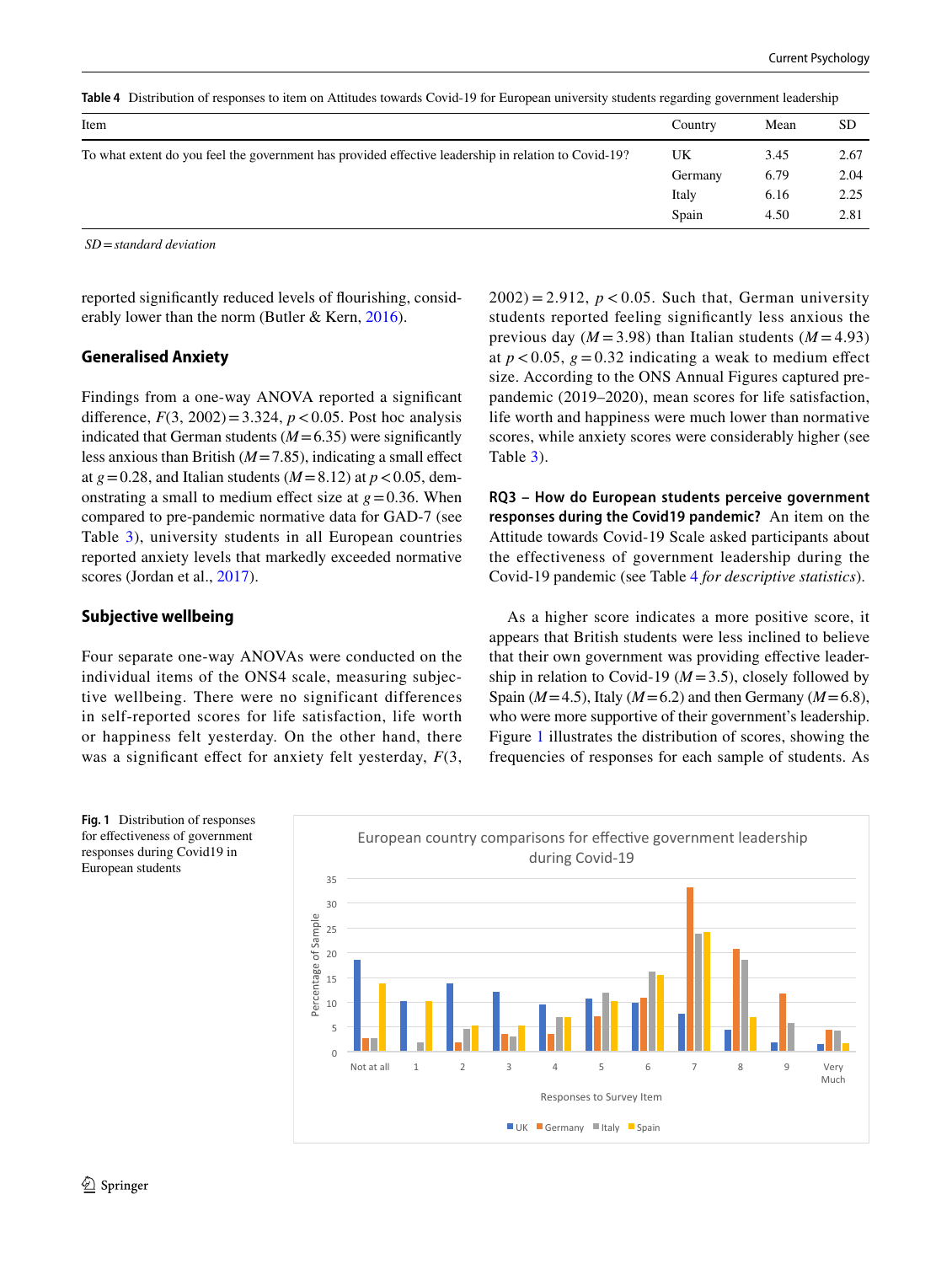**Table 4** Distribution of responses to item on Attitudes towards Covid-19 for European university students regarding government leadership

| Item | Country | Mean | SD |
|---|---|---|---|
| To what extent do you feel the government has provided effective leadership in relation to Covid-19? | UK | 3.45 | 2.67 |
| | Germany | 6.79 | 2.04 |
| | Italy | 6.16 | 2.25 |
| | Spain | 4.50 | 2.81 |

*SD = standard deviation*

reported significantly reduced levels of flourishing, considerably lower than the norm (Butler & Kern, 2016).

## Generalised Anxiety

Findings from a one-way ANOVA reported a significant difference, $F(3, 2002) = 3.324$, $p < 0.05$. Post hoc analysis indicated that German students ($M = 6.35$) were significantly less anxious than British ($M = 7.85$), indicating a small effect at $g = 0.28$, and Italian students ($M = 8.12$) at $p < 0.05$, demonstrating a small to medium effect size at $g = 0.36$. When compared to pre-pandemic normative data for GAD-7 (see Table 3), university students in all European countries reported anxiety levels that markedly exceeded normative scores (Jordan et al., 2017).

## Subjective wellbeing

Four separate one-way ANOVAs were conducted on the individual items of the ONS4 scale, measuring subjective wellbeing. There were no significant differences in self-reported scores for life satisfaction, life worth or happiness felt yesterday. On the other hand, there was a significant effect for anxiety felt yesterday, $F(3, 2002) = 2.912$, $p < 0.05$. Such that, German university students reported feeling significantly less anxious the previous day ($M = 3.98$) than Italian students ($M = 4.93$) at $p < 0.05$, $g = 0.32$ indicating a weak to medium effect size. According to the ONS Annual Figures captured pre-pandemic (2019–2020), mean scores for life satisfaction, life worth and happiness were much lower than normative scores, while anxiety scores were considerably higher (see Table 3).

**RQ3 – How do European students perceive government responses during the Covid19 pandemic?** An item on the Attitude towards Covid-19 Scale asked participants about the effectiveness of government leadership during the Covid-19 pandemic (see Table 4 *for descriptive statistics*).

As a higher score indicates a more positive score, it appears that British students were less inclined to believe that their own government was providing effective leadership in relation to Covid-19 ($M = 3.5$), closely followed by Spain ($M = 4.5$), Italy ($M = 6.2$) and then Germany ($M = 6.8$), who were more supportive of their government's leadership. Figure 1 illustrates the distribution of scores, showing the frequencies of responses for each sample of students. As

**Fig. 1** Distribution of responses for effectiveness of government responses during Covid19 in European students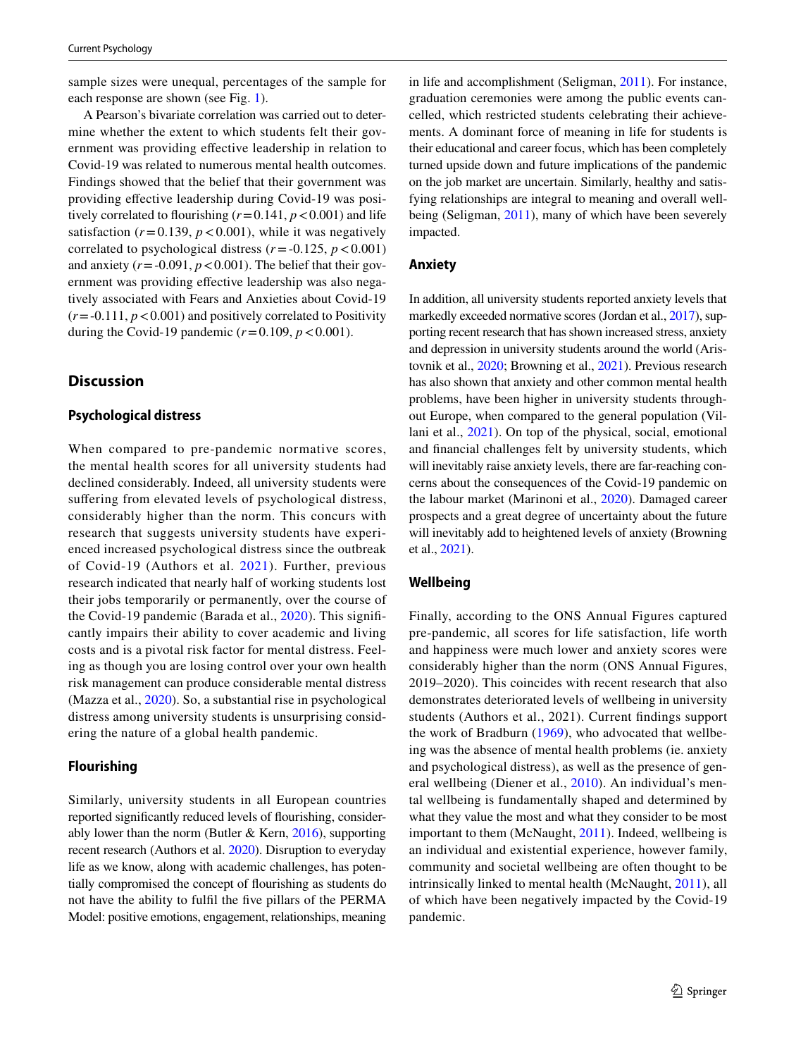sample sizes were unequal, percentages of the sample for each response are shown (see Fig. 1).

A Pearson's bivariate correlation was carried out to determine whether the extent to which students felt their government was providing effective leadership in relation to Covid-19 was related to numerous mental health outcomes. Findings showed that the belief that their government was providing effective leadership during Covid-19 was positively correlated to flourishing ($r = 0.141$, $p < 0.001$) and life satisfaction ($r = 0.139$, $p < 0.001$), while it was negatively correlated to psychological distress ($r = -0.125$, $p < 0.001$) and anxiety ($r = -0.091$, $p < 0.001$). The belief that their government was providing effective leadership was also negatively associated with Fears and Anxieties about Covid-19 ($r = -0.111$, $p < 0.001$) and positively correlated to Positivity during the Covid-19 pandemic ($r = 0.109$, $p < 0.001$).

## Discussion

### Psychological distress

When compared to pre-pandemic normative scores, the mental health scores for all university students had declined considerably. Indeed, all university students were suffering from elevated levels of psychological distress, considerably higher than the norm. This concurs with research that suggests university students have experienced increased psychological distress since the outbreak of Covid-19 (Authors et al. 2021). Further, previous research indicated that nearly half of working students lost their jobs temporarily or permanently, over the course of the Covid-19 pandemic (Barada et al., 2020). This significantly impairs their ability to cover academic and living costs and is a pivotal risk factor for mental distress. Feeling as though you are losing control over your own health risk management can produce considerable mental distress (Mazza et al., 2020). So, a substantial rise in psychological distress among university students is unsurprising considering the nature of a global health pandemic.

### Flourishing

Similarly, university students in all European countries reported significantly reduced levels of flourishing, considerably lower than the norm (Butler & Kern, 2016), supporting recent research (Authors et al. 2020). Disruption to everyday life as we know, along with academic challenges, has potentially compromised the concept of flourishing as students do not have the ability to fulfil the five pillars of the PERMA Model: positive emotions, engagement, relationships, meaning in life and accomplishment (Seligman, 2011). For instance, graduation ceremonies were among the public events cancelled, which restricted students celebrating their achievements. A dominant force of meaning in life for students is their educational and career focus, which has been completely turned upside down and future implications of the pandemic on the job market are uncertain. Similarly, healthy and satisfying relationships are integral to meaning and overall wellbeing (Seligman, 2011), many of which have been severely impacted.

### Anxiety

In addition, all university students reported anxiety levels that markedly exceeded normative scores (Jordan et al., 2017), supporting recent research that has shown increased stress, anxiety and depression in university students around the world (Aristovnik et al., 2020; Browning et al., 2021). Previous research has also shown that anxiety and other common mental health problems, have been higher in university students throughout Europe, when compared to the general population (Villani et al., 2021). On top of the physical, social, emotional and financial challenges felt by university students, which will inevitably raise anxiety levels, there are far-reaching concerns about the consequences of the Covid-19 pandemic on the labour market (Marinoni et al., 2020). Damaged career prospects and a great degree of uncertainty about the future will inevitably add to heightened levels of anxiety (Browning et al., 2021).

### Wellbeing

Finally, according to the ONS Annual Figures captured pre-pandemic, all scores for life satisfaction, life worth and happiness were much lower and anxiety scores were considerably higher than the norm (ONS Annual Figures, 2019–2020). This coincides with recent research that also demonstrates deteriorated levels of wellbeing in university students (Authors et al., 2021). Current findings support the work of Bradburn (1969), who advocated that wellbeing was the absence of mental health problems (ie. anxiety and psychological distress), as well as the presence of general wellbeing (Diener et al., 2010). An individual's mental wellbeing is fundamentally shaped and determined by what they value the most and what they consider to be most important to them (McNaught, 2011). Indeed, wellbeing is an individual and existential experience, however family, community and societal wellbeing are often thought to be intrinsically linked to mental health (McNaught, 2011), all of which have been negatively impacted by the Covid-19 pandemic.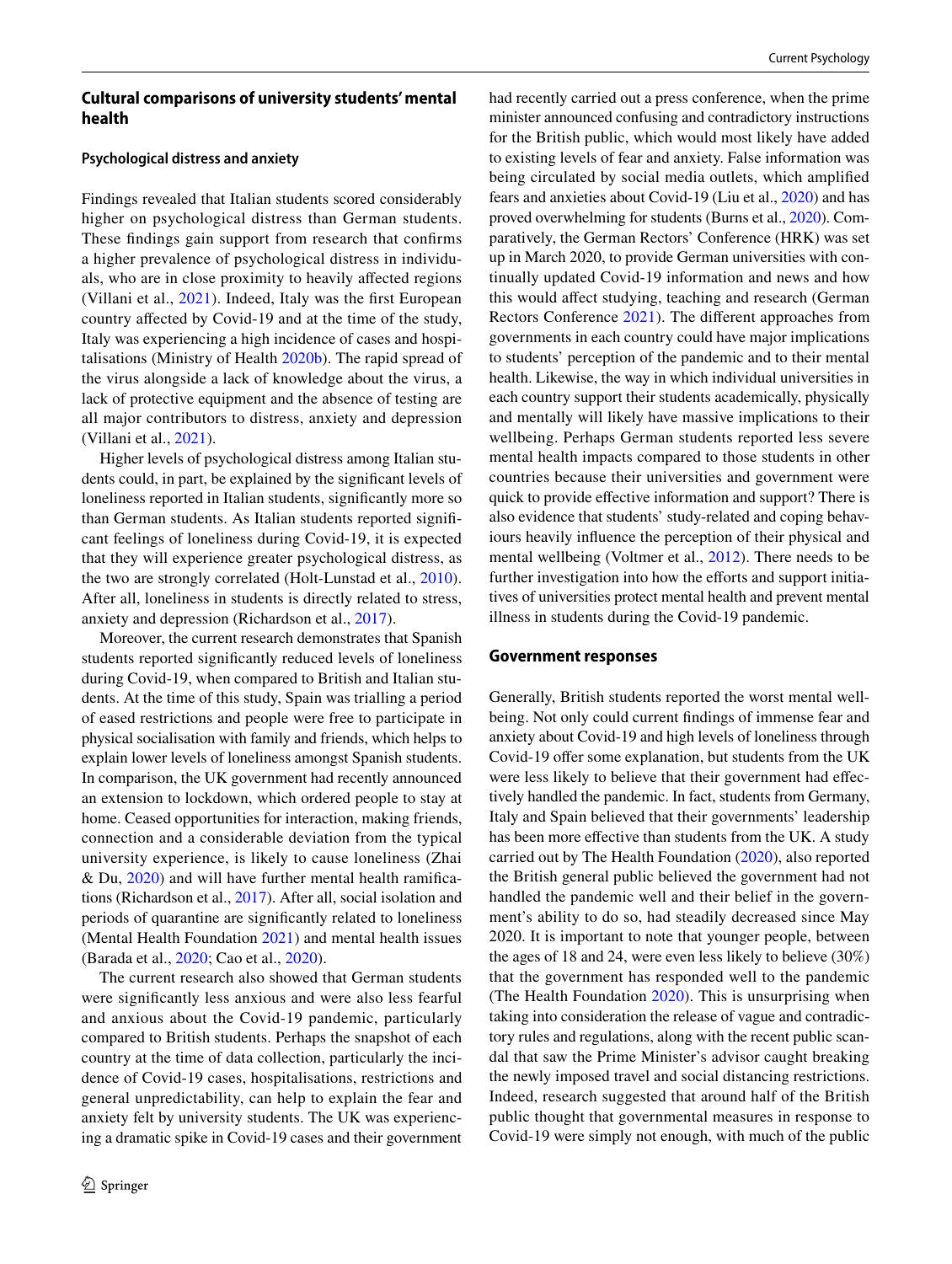## Cultural comparisons of university students' mental health

### Psychological distress and anxiety

Findings revealed that Italian students scored considerably higher on psychological distress than German students. These findings gain support from research that confirms a higher prevalence of psychological distress in individuals, who are in close proximity to heavily affected regions (Villani et al., 2021). Indeed, Italy was the first European country affected by Covid-19 and at the time of the study, Italy was experiencing a high incidence of cases and hospitalisations (Ministry of Health 2020b). The rapid spread of the virus alongside a lack of knowledge about the virus, a lack of protective equipment and the absence of testing are all major contributors to distress, anxiety and depression (Villani et al., 2021).

Higher levels of psychological distress among Italian students could, in part, be explained by the significant levels of loneliness reported in Italian students, significantly more so than German students. As Italian students reported significant feelings of loneliness during Covid-19, it is expected that they will experience greater psychological distress, as the two are strongly correlated (Holt-Lunstad et al., 2010). After all, loneliness in students is directly related to stress, anxiety and depression (Richardson et al., 2017).

Moreover, the current research demonstrates that Spanish students reported significantly reduced levels of loneliness during Covid-19, when compared to British and Italian students. At the time of this study, Spain was trialling a period of eased restrictions and people were free to participate in physical socialisation with family and friends, which helps to explain lower levels of loneliness amongst Spanish students. In comparison, the UK government had recently announced an extension to lockdown, which ordered people to stay at home. Ceased opportunities for interaction, making friends, connection and a considerable deviation from the typical university experience, is likely to cause loneliness (Zhai & Du, 2020) and will have further mental health ramifications (Richardson et al., 2017). After all, social isolation and periods of quarantine are significantly related to loneliness (Mental Health Foundation 2021) and mental health issues (Barada et al., 2020; Cao et al., 2020).

The current research also showed that German students were significantly less anxious and were also less fearful and anxious about the Covid-19 pandemic, particularly compared to British students. Perhaps the snapshot of each country at the time of data collection, particularly the incidence of Covid-19 cases, hospitalisations, restrictions and general unpredictability, can help to explain the fear and anxiety felt by university students. The UK was experiencing a dramatic spike in Covid-19 cases and their government had recently carried out a press conference, when the prime minister announced confusing and contradictory instructions for the British public, which would most likely have added to existing levels of fear and anxiety. False information was being circulated by social media outlets, which amplified fears and anxieties about Covid-19 (Liu et al., 2020) and has proved overwhelming for students (Burns et al., 2020). Comparatively, the German Rectors' Conference (HRK) was set up in March 2020, to provide German universities with continually updated Covid-19 information and news and how this would affect studying, teaching and research (German Rectors Conference 2021). The different approaches from governments in each country could have major implications to students' perception of the pandemic and to their mental health. Likewise, the way in which individual universities in each country support their students academically, physically and mentally will likely have massive implications to their wellbeing. Perhaps German students reported less severe mental health impacts compared to those students in other countries because their universities and government were quick to provide effective information and support? There is also evidence that students' study-related and coping behaviours heavily influence the perception of their physical and mental wellbeing (Voltmer et al., 2012). There needs to be further investigation into how the efforts and support initiatives of universities protect mental health and prevent mental illness in students during the Covid-19 pandemic.

### Government responses

Generally, British students reported the worst mental wellbeing. Not only could current findings of immense fear and anxiety about Covid-19 and high levels of loneliness through Covid-19 offer some explanation, but students from the UK were less likely to believe that their government had effectively handled the pandemic. In fact, students from Germany, Italy and Spain believed that their governments' leadership has been more effective than students from the UK. A study carried out by The Health Foundation (2020), also reported the British general public believed the government had not handled the pandemic well and their belief in the government's ability to do so, had steadily decreased since May 2020. It is important to note that younger people, between the ages of 18 and 24, were even less likely to believe (30%) that the government has responded well to the pandemic (The Health Foundation 2020). This is unsurprising when taking into consideration the release of vague and contradictory rules and regulations, along with the recent public scandal that saw the Prime Minister's advisor caught breaking the newly imposed travel and social distancing restrictions. Indeed, research suggested that around half of the British public thought that governmental measures in response to Covid-19 were simply not enough, with much of the public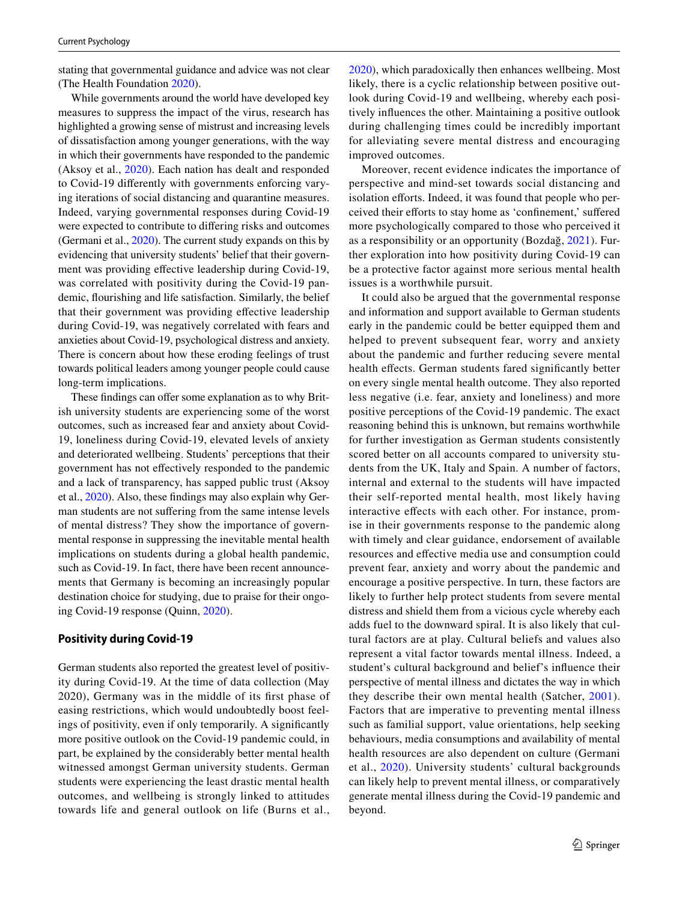stating that governmental guidance and advice was not clear (The Health Foundation 2020).

While governments around the world have developed key measures to suppress the impact of the virus, research has highlighted a growing sense of mistrust and increasing levels of dissatisfaction among younger generations, with the way in which their governments have responded to the pandemic (Aksoy et al., 2020). Each nation has dealt and responded to Covid-19 differently with governments enforcing varying iterations of social distancing and quarantine measures. Indeed, varying governmental responses during Covid-19 were expected to contribute to differing risks and outcomes (Germani et al., 2020). The current study expands on this by evidencing that university students' belief that their government was providing effective leadership during Covid-19, was correlated with positivity during the Covid-19 pandemic, flourishing and life satisfaction. Similarly, the belief that their government was providing effective leadership during Covid-19, was negatively correlated with fears and anxieties about Covid-19, psychological distress and anxiety. There is concern about how these eroding feelings of trust towards political leaders among younger people could cause long-term implications.

These findings can offer some explanation as to why British university students are experiencing some of the worst outcomes, such as increased fear and anxiety about Covid-19, loneliness during Covid-19, elevated levels of anxiety and deteriorated wellbeing. Students' perceptions that their government has not effectively responded to the pandemic and a lack of transparency, has sapped public trust (Aksoy et al., 2020). Also, these findings may also explain why German students are not suffering from the same intense levels of mental distress? They show the importance of governmental response in suppressing the inevitable mental health implications on students during a global health pandemic, such as Covid-19. In fact, there have been recent announcements that Germany is becoming an increasingly popular destination choice for studying, due to praise for their ongoing Covid-19 response (Quinn, 2020).

### Positivity during Covid-19

German students also reported the greatest level of positivity during Covid-19. At the time of data collection (May 2020), Germany was in the middle of its first phase of easing restrictions, which would undoubtedly boost feelings of positivity, even if only temporarily. A significantly more positive outlook on the Covid-19 pandemic could, in part, be explained by the considerably better mental health witnessed amongst German university students. German students were experiencing the least drastic mental health outcomes, and wellbeing is strongly linked to attitudes towards life and general outlook on life (Burns et al., 2020), which paradoxically then enhances wellbeing. Most likely, there is a cyclic relationship between positive outlook during Covid-19 and wellbeing, whereby each positively influences the other. Maintaining a positive outlook during challenging times could be incredibly important for alleviating severe mental distress and encouraging improved outcomes.

Moreover, recent evidence indicates the importance of perspective and mind-set towards social distancing and isolation efforts. Indeed, it was found that people who perceived their efforts to stay home as 'confinement,' suffered more psychologically compared to those who perceived it as a responsibility or an opportunity (Bozdağ, 2021). Further exploration into how positivity during Covid-19 can be a protective factor against more serious mental health issues is a worthwhile pursuit.

It could also be argued that the governmental response and information and support available to German students early in the pandemic could be better equipped them and helped to prevent subsequent fear, worry and anxiety about the pandemic and further reducing severe mental health effects. German students fared significantly better on every single mental health outcome. They also reported less negative (i.e. fear, anxiety and loneliness) and more positive perceptions of the Covid-19 pandemic. The exact reasoning behind this is unknown, but remains worthwhile for further investigation as German students consistently scored better on all accounts compared to university students from the UK, Italy and Spain. A number of factors, internal and external to the students will have impacted their self-reported mental health, most likely having interactive effects with each other. For instance, promise in their governments response to the pandemic along with timely and clear guidance, endorsement of available resources and effective media use and consumption could prevent fear, anxiety and worry about the pandemic and encourage a positive perspective. In turn, these factors are likely to further help protect students from severe mental distress and shield them from a vicious cycle whereby each adds fuel to the downward spiral. It is also likely that cultural factors are at play. Cultural beliefs and values also represent a vital factor towards mental illness. Indeed, a student's cultural background and belief's influence their perspective of mental illness and dictates the way in which they describe their own mental health (Satcher, 2001). Factors that are imperative to preventing mental illness such as familial support, value orientations, help seeking behaviours, media consumptions and availability of mental health resources are also dependent on culture (Germani et al., 2020). University students' cultural backgrounds can likely help to prevent mental illness, or comparatively generate mental illness during the Covid-19 pandemic and beyond.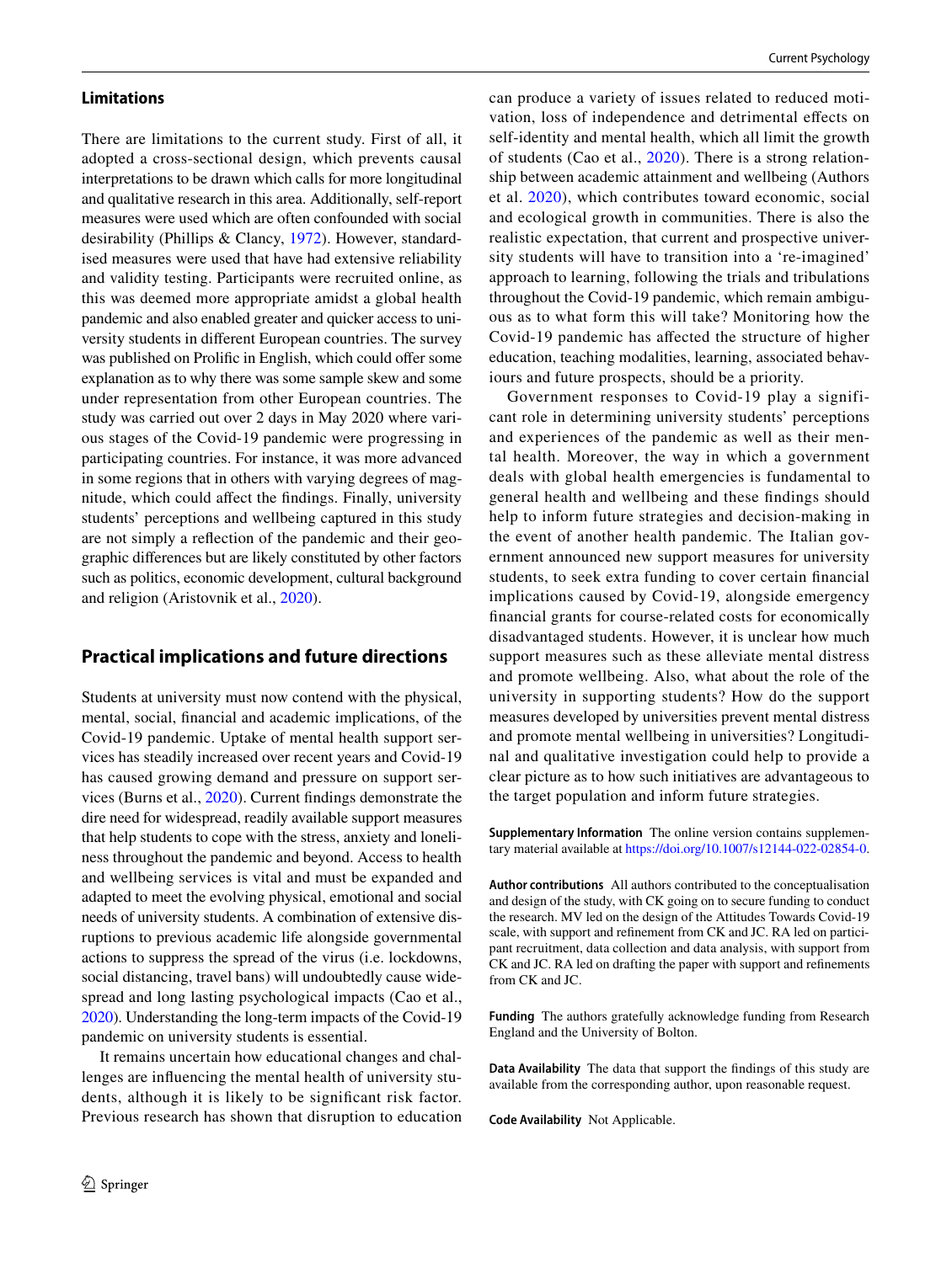### Limitations

There are limitations to the current study. First of all, it adopted a cross-sectional design, which prevents causal interpretations to be drawn which calls for more longitudinal and qualitative research in this area. Additionally, self-report measures were used which are often confounded with social desirability (Phillips & Clancy, 1972). However, standardised measures were used that have had extensive reliability and validity testing. Participants were recruited online, as this was deemed more appropriate amidst a global health pandemic and also enabled greater and quicker access to university students in different European countries. The survey was published on Prolific in English, which could offer some explanation as to why there was some sample skew and some under representation from other European countries. The study was carried out over 2 days in May 2020 where various stages of the Covid-19 pandemic were progressing in participating countries. For instance, it was more advanced in some regions that in others with varying degrees of magnitude, which could affect the findings. Finally, university students' perceptions and wellbeing captured in this study are not simply a reflection of the pandemic and their geographic differences but are likely constituted by other factors such as politics, economic development, cultural background and religion (Aristovnik et al., 2020).

## Practical implications and future directions

Students at university must now contend with the physical, mental, social, financial and academic implications, of the Covid-19 pandemic. Uptake of mental health support services has steadily increased over recent years and Covid-19 has caused growing demand and pressure on support services (Burns et al., 2020). Current findings demonstrate the dire need for widespread, readily available support measures that help students to cope with the stress, anxiety and loneliness throughout the pandemic and beyond. Access to health and wellbeing services is vital and must be expanded and adapted to meet the evolving physical, emotional and social needs of university students. A combination of extensive disruptions to previous academic life alongside governmental actions to suppress the spread of the virus (i.e. lockdowns, social distancing, travel bans) will undoubtedly cause widespread and long lasting psychological impacts (Cao et al., 2020). Understanding the long-term impacts of the Covid-19 pandemic on university students is essential.

It remains uncertain how educational changes and challenges are influencing the mental health of university students, although it is likely to be significant risk factor. Previous research has shown that disruption to education can produce a variety of issues related to reduced motivation, loss of independence and detrimental effects on self-identity and mental health, which all limit the growth of students (Cao et al., 2020). There is a strong relationship between academic attainment and wellbeing (Authors et al. 2020), which contributes toward economic, social and ecological growth in communities. There is also the realistic expectation, that current and prospective university students will have to transition into a 're-imagined' approach to learning, following the trials and tribulations throughout the Covid-19 pandemic, which remain ambiguous as to what form this will take? Monitoring how the Covid-19 pandemic has affected the structure of higher education, teaching modalities, learning, associated behaviours and future prospects, should be a priority.

Government responses to Covid-19 play a significant role in determining university students' perceptions and experiences of the pandemic as well as their mental health. Moreover, the way in which a government deals with global health emergencies is fundamental to general health and wellbeing and these findings should help to inform future strategies and decision-making in the event of another health pandemic. The Italian government announced new support measures for university students, to seek extra funding to cover certain financial implications caused by Covid-19, alongside emergency financial grants for course-related costs for economically disadvantaged students. However, it is unclear how much support measures such as these alleviate mental distress and promote wellbeing. Also, what about the role of the university in supporting students? How do the support measures developed by universities prevent mental distress and promote mental wellbeing in universities? Longitudinal and qualitative investigation could help to provide a clear picture as to how such initiatives are advantageous to the target population and inform future strategies.

**Supplementary Information** The online version contains supplementary material available at https://doi.org/10.1007/s12144-022-02854-0.

**Author contributions** All authors contributed to the conceptualisation and design of the study, with CK going on to secure funding to conduct the research. MV led on the design of the Attitudes Towards Covid-19 scale, with support and refinement from CK and JC. RA led on participant recruitment, data collection and data analysis, with support from CK and JC. RA led on drafting the paper with support and refinements from CK and JC.

**Funding** The authors gratefully acknowledge funding from Research England and the University of Bolton.

**Data Availability** The data that support the findings of this study are available from the corresponding author, upon reasonable request.

**Code Availability** Not Applicable.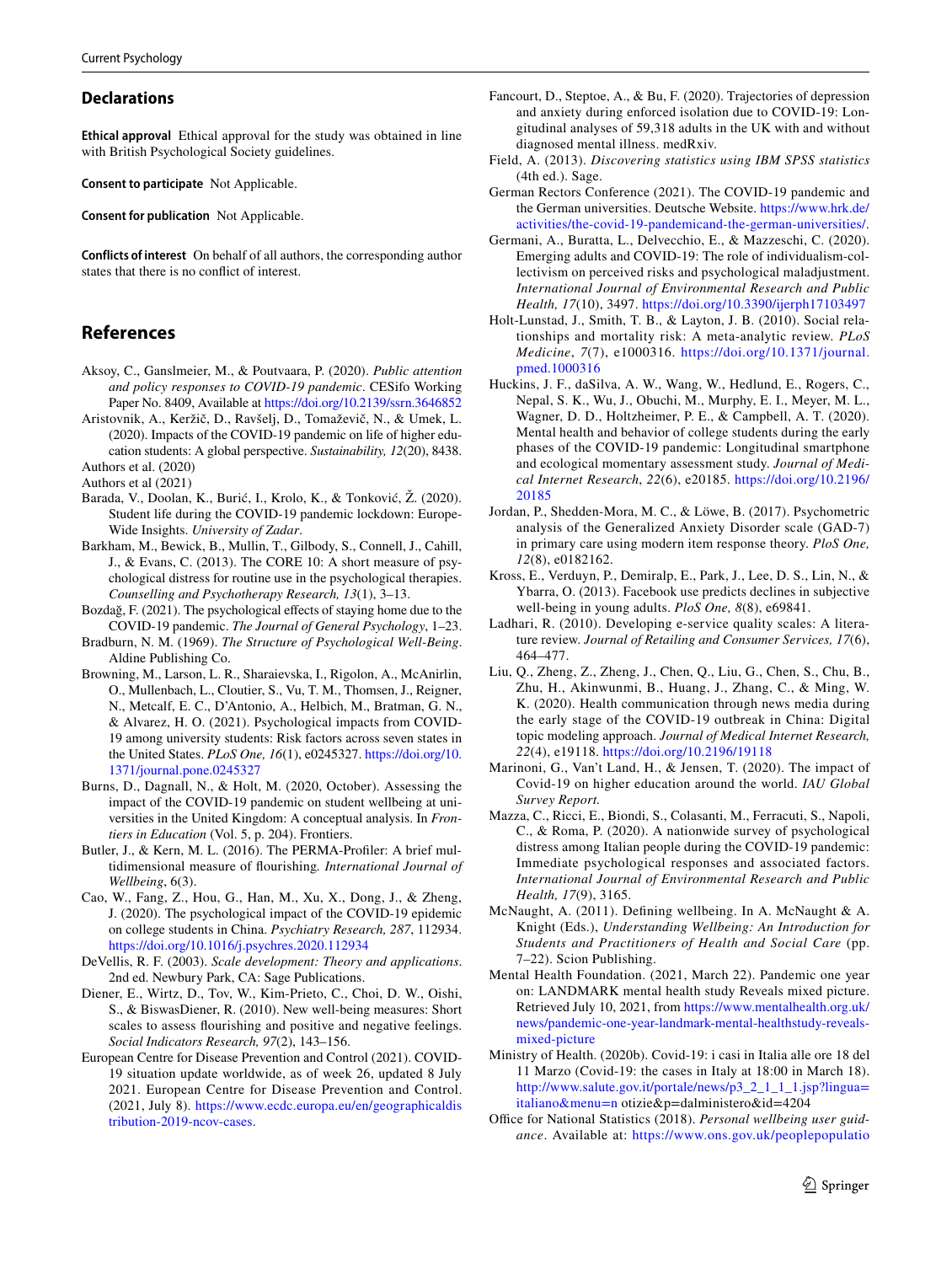## Declarations

**Ethical approval** Ethical approval for the study was obtained in line with British Psychological Society guidelines.

**Consent to participate** Not Applicable.

**Consent for publication** Not Applicable.

**Conflicts of interest** On behalf of all authors, the corresponding author states that there is no conflict of interest.

## References

Aksoy, C., Ganslmeier, M., & Poutvaara, P. (2020). *Public attention and policy responses to COVID-19 pandemic*. CESifo Working Paper No. 8409, Available at https://doi.org/10.2139/ssrn.3646852

Aristovnik, A., Keržič, D., Ravšelj, D., Tomaževič, N., & Umek, L. (2020). Impacts of the COVID-19 pandemic on life of higher education students: A global perspective. *Sustainability, 12*(20), 8438.

Authors et al. (2020)

Authors et al (2021)

Barada, V., Doolan, K., Burić, I., Krolo, K., & Tonković, Ž. (2020). Student life during the COVID-19 pandemic lockdown: Europe-Wide Insights. *University of Zadar*.

Barkham, M., Bewick, B., Mullin, T., Gilbody, S., Connell, J., Cahill, J., & Evans, C. (2013). The CORE 10: A short measure of psychological distress for routine use in the psychological therapies. *Counselling and Psychotherapy Research, 13*(1), 3–13.

Bozdağ, F. (2021). The psychological effects of staying home due to the COVID-19 pandemic. *The Journal of General Psychology*, 1–23.

Bradburn, N. M. (1969). *The Structure of Psychological Well-Being*. Aldine Publishing Co.

Browning, M., Larson, L. R., Sharaievska, I., Rigolon, A., McAnirlin, O., Mullenbach, L., Cloutier, S., Vu, T. M., Thomsen, J., Reigner, N., Metcalf, E. C., D'Antonio, A., Helbich, M., Bratman, G. N., & Alvarez, H. O. (2021). Psychological impacts from COVID-19 among university students: Risk factors across seven states in the United States. *PLoS One, 16*(1), e0245327. https://doi.org/10.1371/journal.pone.0245327

Burns, D., Dagnall, N., & Holt, M. (2020, October). Assessing the impact of the COVID-19 pandemic on student wellbeing at universities in the United Kingdom: A conceptual analysis. In *Frontiers in Education* (Vol. 5, p. 204). Frontiers.

Butler, J., & Kern, M. L. (2016). The PERMA-Profiler: A brief multidimensional measure of flourishing. *International Journal of Wellbeing*, 6(3).

Cao, W., Fang, Z., Hou, G., Han, M., Xu, X., Dong, J., & Zheng, J. (2020). The psychological impact of the COVID-19 epidemic on college students in China. *Psychiatry Research, 287*, 112934. https://doi.org/10.1016/j.psychres.2020.112934

DeVellis, R. F. (2003). *Scale development: Theory and applications*. 2nd ed. Newbury Park, CA: Sage Publications.

Diener, E., Wirtz, D., Tov, W., Kim-Prieto, C., Choi, D. W., Oishi, S., & BiswasDiener, R. (2010). New well-being measures: Short scales to assess flourishing and positive and negative feelings. *Social Indicators Research, 97*(2), 143–156.

European Centre for Disease Prevention and Control (2021). COVID-19 situation update worldwide, as of week 26, updated 8 July 2021. European Centre for Disease Prevention and Control. (2021, July 8). https://www.ecdc.europa.eu/en/geographicaldistribution-2019-ncov-cases.

Fancourt, D., Steptoe, A., & Bu, F. (2020). Trajectories of depression and anxiety during enforced isolation due to COVID-19: Longitudinal analyses of 59,318 adults in the UK with and without diagnosed mental illness. medRxiv.

Field, A. (2013). *Discovering statistics using IBM SPSS statistics* (4th ed.). Sage.

German Rectors Conference (2021). The COVID-19 pandemic and the German universities. Deutsche Website. https://www.hrk.de/activities/the-covid-19-pandemicand-the-german-universities/.

Germani, A., Buratta, L., Delvecchio, E., & Mazzeschi, C. (2020). Emerging adults and COVID-19: The role of individualism-collectivism on perceived risks and psychological maladjustment. *International Journal of Environmental Research and Public Health, 17*(10), 3497. https://doi.org/10.3390/ijerph17103497

Holt-Lunstad, J., Smith, T. B., & Layton, J. B. (2010). Social relationships and mortality risk: A meta-analytic review. *PLoS Medicine*, *7*(7), e1000316. https://doi.org/10.1371/journal.pmed.1000316

Huckins, J. F., daSilva, A. W., Wang, W., Hedlund, E., Rogers, C., Nepal, S. K., Wu, J., Obuchi, M., Murphy, E. I., Meyer, M. L., Wagner, D. D., Holtzheimer, P. E., & Campbell, A. T. (2020). Mental health and behavior of college students during the early phases of the COVID-19 pandemic: Longitudinal smartphone and ecological momentary assessment study. *Journal of Medical Internet Research*, *22*(6), e20185. https://doi.org/10.2196/20185

Jordan, P., Shedden-Mora, M. C., & Löwe, B. (2017). Psychometric analysis of the Generalized Anxiety Disorder scale (GAD-7) in primary care using modern item response theory. *PloS One, 12*(8), e0182162.

Kross, E., Verduyn, P., Demiralp, E., Park, J., Lee, D. S., Lin, N., & Ybarra, O. (2013). Facebook use predicts declines in subjective well-being in young adults. *PloS One, 8*(8), e69841.

Ladhari, R. (2010). Developing e-service quality scales: A literature review. *Journal of Retailing and Consumer Services, 17*(6), 464–477.

Liu, Q., Zheng, Z., Zheng, J., Chen, Q., Liu, G., Chen, S., Chu, B., Zhu, H., Akinwunmi, B., Huang, J., Zhang, C., & Ming, W. K. (2020). Health communication through news media during the early stage of the COVID-19 outbreak in China: Digital topic modeling approach. *Journal of Medical Internet Research, 22*(4), e19118. https://doi.org/10.2196/19118

Marinoni, G., Van't Land, H., & Jensen, T. (2020). The impact of Covid-19 on higher education around the world. *IAU Global Survey Report.*

Mazza, C., Ricci, E., Biondi, S., Colasanti, M., Ferracuti, S., Napoli, C., & Roma, P. (2020). A nationwide survey of psychological distress among Italian people during the COVID-19 pandemic: Immediate psychological responses and associated factors. *International Journal of Environmental Research and Public Health, 17*(9), 3165.

McNaught, A. (2011). Defining wellbeing. In A. McNaught & A. Knight (Eds.), *Understanding Wellbeing: An Introduction for Students and Practitioners of Health and Social Care* (pp. 7–22). Scion Publishing.

Mental Health Foundation. (2021, March 22). Pandemic one year on: LANDMARK mental health study Reveals mixed picture. Retrieved July 10, 2021, from https://www.mentalhealth.org.uk/news/pandemic-one-year-landmark-mental-healthstudy-reveals-mixed-picture

Ministry of Health. (2020b). Covid-19: i casi in Italia alle ore 18 del 11 Marzo (Covid-19: the cases in Italy at 18:00 in March 18). http://www.salute.gov.it/portale/news/p3_2_1_1_1.jsp?lingua=italiano&menu=n otizie&p=dalministero&id=4204

Office for National Statistics (2018). *Personal wellbeing user guidance*. Available at: https://www.ons.gov.uk/peoplepopulatio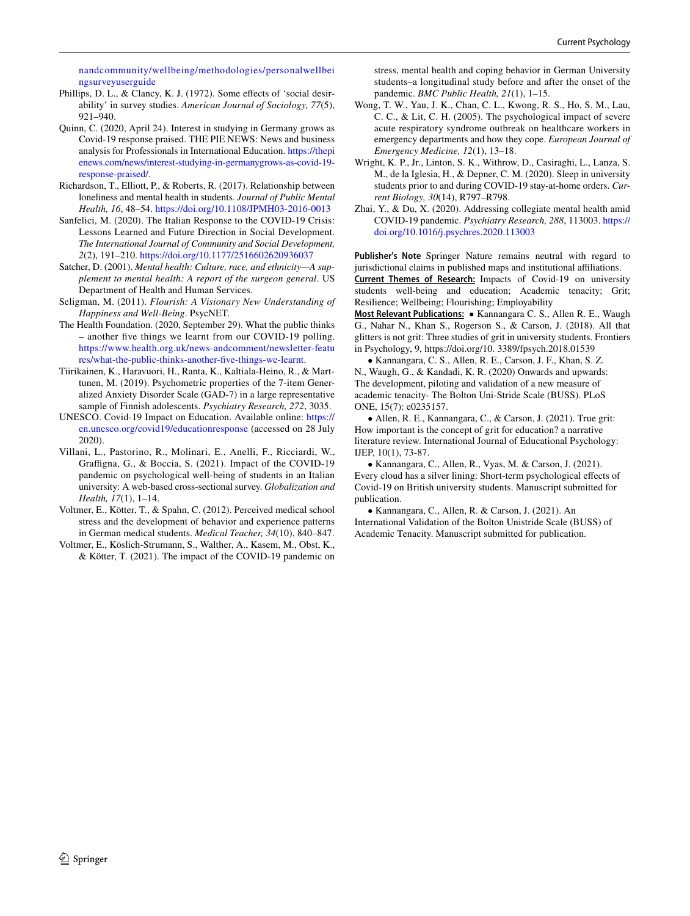nandcommunity/wellbeing/methodologies/personalwellbeingsurveyuserguide

Phillips, D. L., & Clancy, K. J. (1972). Some effects of 'social desirability' in survey studies. *American Journal of Sociology, 77*(5), 921–940.

Quinn, C. (2020, April 24). Interest in studying in Germany grows as Covid-19 response praised. THE PIE NEWS: News and business analysis for Professionals in International Education. https://thepienews.com/news/interest-studying-in-germanygrows-as-covid-19-response-praised/.

Richardson, T., Elliott, P., & Roberts, R. (2017). Relationship between loneliness and mental health in students. *Journal of Public Mental Health, 16*, 48–54. https://doi.org/10.1108/JPMH03-2016-0013

Sanfelici, M. (2020). The Italian Response to the COVID-19 Crisis: Lessons Learned and Future Direction in Social Development. *The International Journal of Community and Social Development, 2*(2), 191–210. https://doi.org/10.1177/2516602620936037

Satcher, D. (2001). *Mental health: Culture, race, and ethnicity—A supplement to mental health: A report of the surgeon general*. US Department of Health and Human Services.

Seligman, M. (2011). *Flourish: A Visionary New Understanding of Happiness and Well-Being*. PsycNET.

The Health Foundation. (2020, September 29). What the public thinks – another five things we learnt from our COVID-19 polling. https://www.health.org.uk/news-andcomment/newsletter-features/what-the-public-thinks-another-five-things-we-learnt.

Tiirikainen, K., Haravuori, H., Ranta, K., Kaltiala-Heino, R., & Marttunen, M. (2019). Psychometric properties of the 7-item Generalized Anxiety Disorder Scale (GAD-7) in a large representative sample of Finnish adolescents. *Psychiatry Research, 272*, 3035.

UNESCO. Covid-19 Impact on Education. Available online: https://en.unesco.org/covid19/educationresponse (accessed on 28 July 2020).

Villani, L., Pastorino, R., Molinari, E., Anelli, F., Ricciardi, W., Graffigna, G., & Boccia, S. (2021). Impact of the COVID-19 pandemic on psychological well-being of students in an Italian university: A web-based cross-sectional survey. *Globalization and Health, 17*(1), 1–14.

Voltmer, E., Kötter, T., & Spahn, C. (2012). Perceived medical school stress and the development of behavior and experience patterns in German medical students. *Medical Teacher, 34*(10), 840–847.

Voltmer, E., Köslich-Strumann, S., Walther, A., Kasem, M., Obst, K., & Kötter, T. (2021). The impact of the COVID-19 pandemic on stress, mental health and coping behavior in German University students–a longitudinal study before and after the onset of the pandemic. *BMC Public Health, 21*(1), 1–15.

Wong, T. W., Yau, J. K., Chan, C. L., Kwong, R. S., Ho, S. M., Lau, C. C., & Lit, C. H. (2005). The psychological impact of severe acute respiratory syndrome outbreak on healthcare workers in emergency departments and how they cope. *European Journal of Emergency Medicine, 12*(1), 13–18.

Wright, K. P., Jr., Linton, S. K., Withrow, D., Casiraghi, L., Lanza, S. M., de la Iglesia, H., & Depner, C. M. (2020). Sleep in university students prior to and during COVID-19 stay-at-home orders. *Current Biology, 30*(14), R797–R798.

Zhai, Y., & Du, X. (2020). Addressing collegiate mental health amid COVID-19 pandemic. *Psychiatry Research, 288*, 113003. https://doi.org/10.1016/j.psychres.2020.113003

**Publisher's Note** Springer Nature remains neutral with regard to jurisdictional claims in published maps and institutional affiliations.

**Current Themes of Research:** Impacts of Covid-19 on university students well-being and education; Academic tenacity; Grit; Resilience; Wellbeing; Flourishing; Employability

**Most Relevant Publications:**

- Kannangara C. S., Allen R. E., Waugh G., Nahar N., Khan S., Rogerson S., & Carson, J. (2018). All that glitters is not grit: Three studies of grit in university students. Frontiers in Psychology, 9, https://doi.org/10. 3389/fpsych.2018.01539
- Kannangara, C. S., Allen, R. E., Carson, J. F., Khan, S. Z. N., Waugh, G., & Kandadi, K. R. (2020) Onwards and upwards: The development, piloting and validation of a new measure of academic tenacity- The Bolton Uni-Stride Scale (BUSS). PLoS ONE, 15(7): e0235157.
- Allen, R. E., Kannangara, C., & Carson, J. (2021). True grit: How important is the concept of grit for education? a narrative literature review. International Journal of Educational Psychology: IJEP, 10(1), 73-87.
- Kannangara, C., Allen, R., Vyas, M. & Carson, J. (2021). Every cloud has a silver lining: Short-term psychological effects of Covid-19 on British university students. Manuscript submitted for publication.
- Kannangara, C., Allen, R. & Carson, J. (2021). An International Validation of the Bolton Unistride Scale (BUSS) of Academic Tenacity. Manuscript submitted for publication.